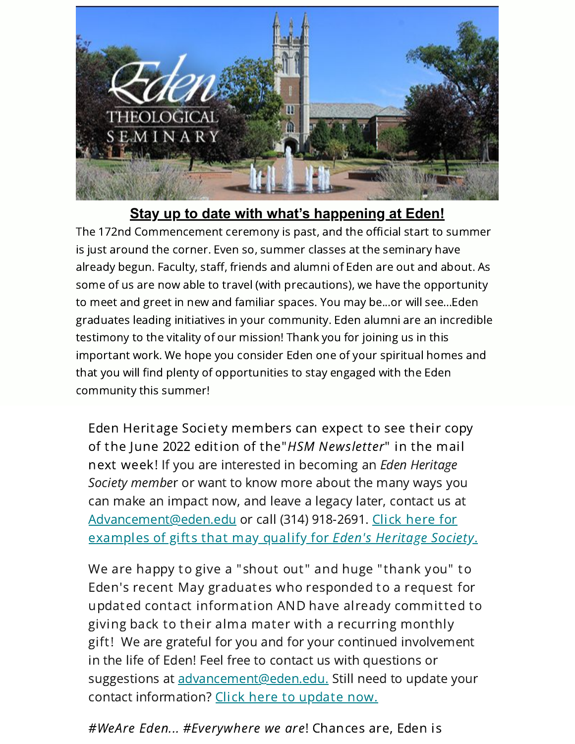**Stay up to date with what's happening at Eden!**

The 172nd Commencement ceremony is past, and the official start to summer is just around the corner. Even so, summer classes at the seminary have already begun. Faculty, staff, friends and alumni of Eden are out and about. As some of us are now able to travel (with precautions), we have the opportunity to meet and greet in new and familiar spaces. You may be...or will see...Eden graduates leading initiatives in your community. Eden alumni are an incredible testimony to the vitality of our mission! Thank you for joining us in this important work. We hope you consider Eden one of your spiritual homes and that you will find plenty of opportunities to stay engaged with the Eden community this summer!

Eden Heritage Society members can expect to see their copy of the June 2022 edition of the"*HSM Newsletter*" in the mail next week! If you are interested in becoming an *Eden Heritage Society member* or want to know more about the many ways you can make an impact now, and leave a legacy later, contact us at Advancement@eden.edu or call (314) 918-2691. Click here for examples of gifts that may qualify for *Eden's Heritage Society*.

We are happy to give a "shout out" and huge "thank you" to Eden's recent May graduates who responded to a request for updated contact information AND have already committed to giving back to their alma mater with a recurring monthly gift! We are grateful for you and for your continued involvement in the life of Eden! Feel free to contact us with questions or suggestions at advancement@eden.edu. Still need to update your contact information? Click here to update now.

*#WeAre Eden... #Everywhere we are*! Chances are, Eden is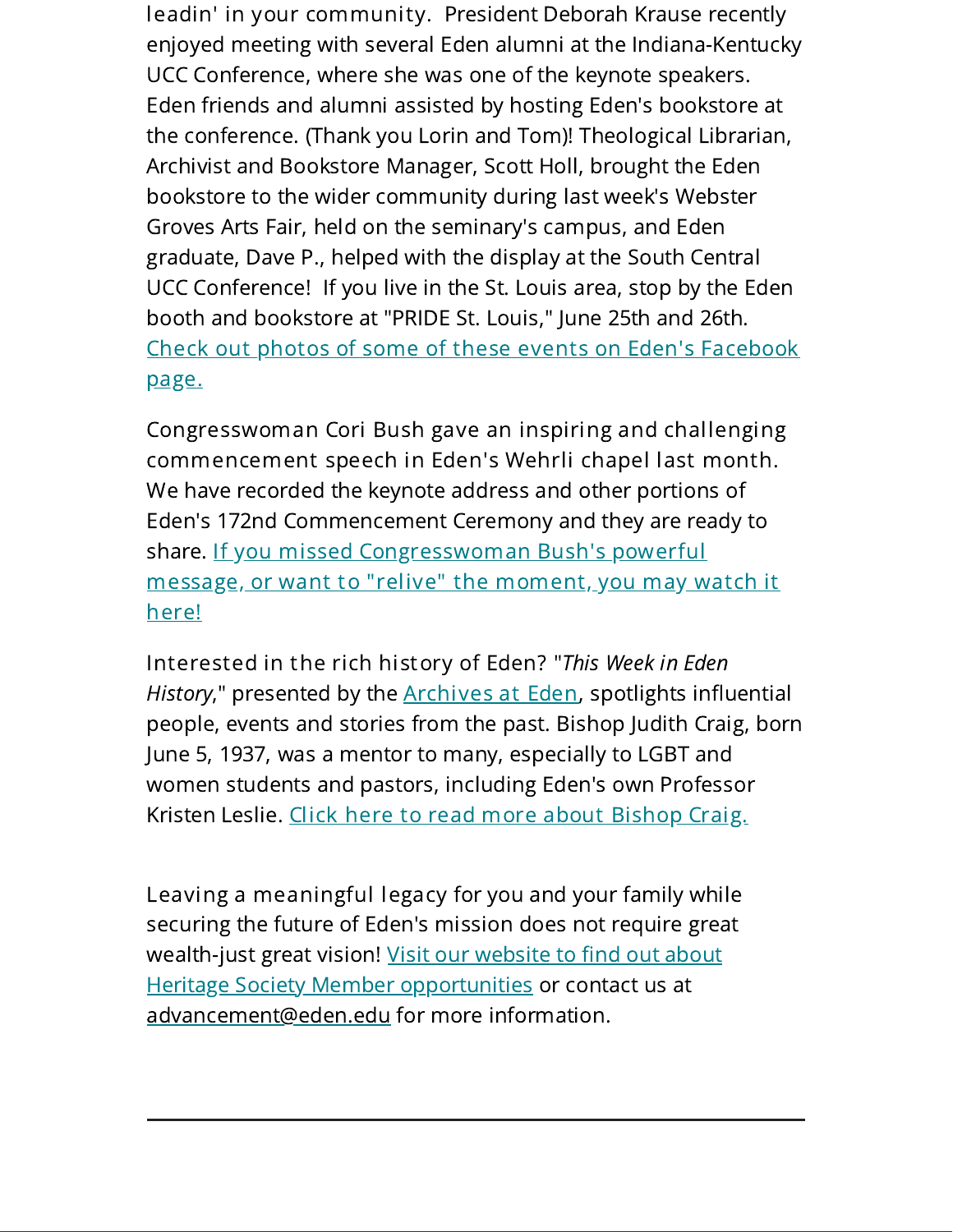leadin' in your community. President Deborah Krause recently enjoyed meeting with several Eden alumni at the Indiana-Kentucky UCC Conference, where she was one of the keynote speakers. Eden friends and alumni assisted by hosting Eden's bookstore at the conference. (Thank you Lorin and Tom)! Theological Librarian, Archivist and Bookstore Manager, Scott Holl, brought the Eden bookstore to the wider community during last week's Webster Groves Arts Fair, held on the seminary's campus, and Eden graduate, Dave P., helped with the display at the South Central UCC Conference! If you live in the St. Louis area, stop by the Eden booth and bookstore at "PRIDE St. Louis," June 25th and 26th. Check out photos of some of these events on Eden's Facebook page.

Congresswoman Cori Bush gave an inspiring and challenging commencement speech in Eden's Wehrli chapel last month. We have recorded the keynote address and other portions of Eden's 172nd Commencement Ceremony and they are ready to share. If you missed Congresswoman Bush's powerful message, or want to "relive" the moment, you may watch it here!

Interested in the rich history of Eden? "*This Week in Eden History*," presented by the Archives at Eden, spotlights influential people, events and stories from the past. Bishop Judith Craig, born June 5, 1937, was a mentor to many, especially to LGBT and women students and pastors, including Eden's own Professor Kristen Leslie. Click here to read more about Bishop Craig.

Leaving a meaningful legacy for you and your family while securing the future of Eden's mission does not require great wealth-just great vision! Visit our website to find out about Heritage Society Member opportunities or contact us at advancement@eden.edu for more information.

---